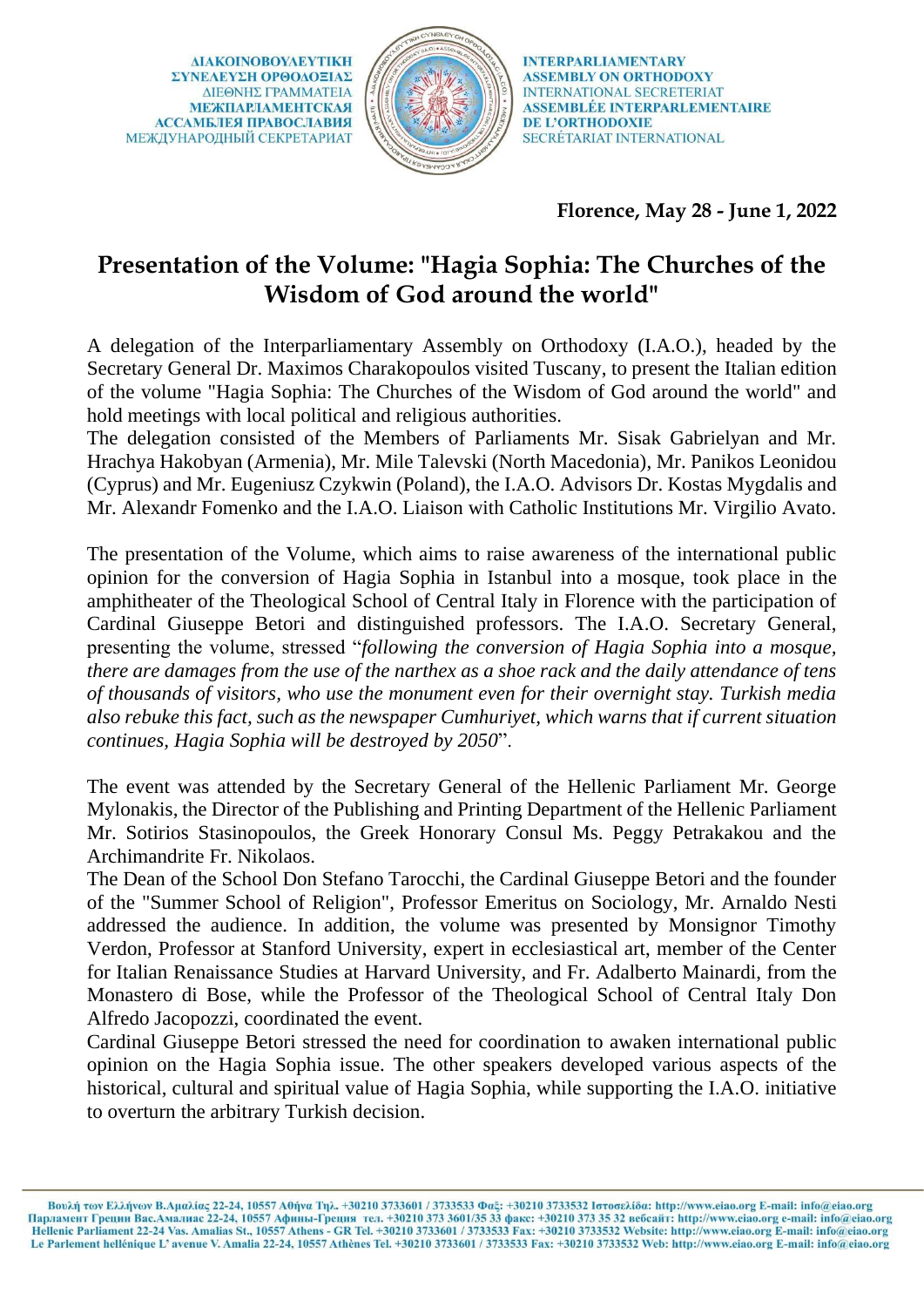ΔΙΑΚΟΙΝΟΒΟΥΛΕΥΤΙΚΗ ΣΥΝΕΛΕΥΣΗ ΟΡΘΟΔΟΞΙΑΣ
ΔΙΕΘΝΗΣ ΓΡΑΜΜΑΤΕΙΑ
МЕЖПАРЛАМЕНТСКАЯ АССАМБЛЕЯ ПРАВОСЛАВИЯ
МЕЖДУНАРОДНЫЙ СЕКРЕТАРИАТ

INTERPARLIAMENTARY ASSEMBLY ON ORTHODOXY
INTERNATIONAL SECRETERIAT
ASSEMBLÉE INTERPARLEMENTAIRE DE L'ORTHODOXIE
SECRÉTARIAT INTERNATIONAL

**Florence, May 28 - June 1, 2022**

# Presentation of the Volume: "Hagia Sophia: The Churches of the Wisdom of God around the world"

A delegation of the Interparliamentary Assembly on Orthodoxy (I.A.O.), headed by the Secretary General Dr. Maximos Charakopoulos visited Tuscany, to present the Italian edition of the volume "Hagia Sophia: The Churches of the Wisdom of God around the world" and hold meetings with local political and religious authorities.
The delegation consisted of the Members of Parliaments Mr. Sisak Gabrielyan and Mr. Hrachya Hakobyan (Armenia), Mr. Mile Talevski (North Macedonia), Mr. Panikos Leonidou (Cyprus) and Mr. Eugeniusz Czykwin (Poland), the I.A.O. Advisors Dr. Kostas Mygdalis and Mr. Alexandr Fomenko and the I.A.O. Liaison with Catholic Institutions Mr. Virgilio Avato.

The presentation of the Volume, which aims to raise awareness of the international public opinion for the conversion of Hagia Sophia in Istanbul into a mosque, took place in the amphitheater of the Theological School of Central Italy in Florence with the participation of Cardinal Giuseppe Betori and distinguished professors. The I.A.O. Secretary General, presenting the volume, stressed "*following the conversion of Hagia Sophia into a mosque, there are damages from the use of the narthex as a shoe rack and the daily attendance of tens of thousands of visitors, who use the monument even for their overnight stay. Turkish media also rebuke this fact, such as the newspaper Cumhuriyet, which warns that if current situation continues, Hagia Sophia will be destroyed by 2050*".

The event was attended by the Secretary General of the Hellenic Parliament Mr. George Mylonakis, the Director of the Publishing and Printing Department of the Hellenic Parliament Mr. Sotirios Stasinopoulos, the Greek Honorary Consul Ms. Peggy Petrakakou and the Archimandrite Fr. Nikolaos.
The Dean of the School Don Stefano Tarocchi, the Cardinal Giuseppe Betori and the founder of the "Summer School of Religion", Professor Emeritus on Sociology, Mr. Arnaldo Nesti addressed the audience. In addition, the volume was presented by Monsignor Timothy Verdon, Professor at Stanford University, expert in ecclesiastical art, member of the Center for Italian Renaissance Studies at Harvard University, and Fr. Adalberto Mainardi, from the Monastero di Bose, while the Professor of the Theological School of Central Italy Don Alfredo Jacopozzi, coordinated the event.
Cardinal Giuseppe Betori stressed the need for coordination to awaken international public opinion on the Hagia Sophia issue. The other speakers developed various aspects of the historical, cultural and spiritual value of Hagia Sophia, while supporting the I.A.O. initiative to overturn the arbitrary Turkish decision.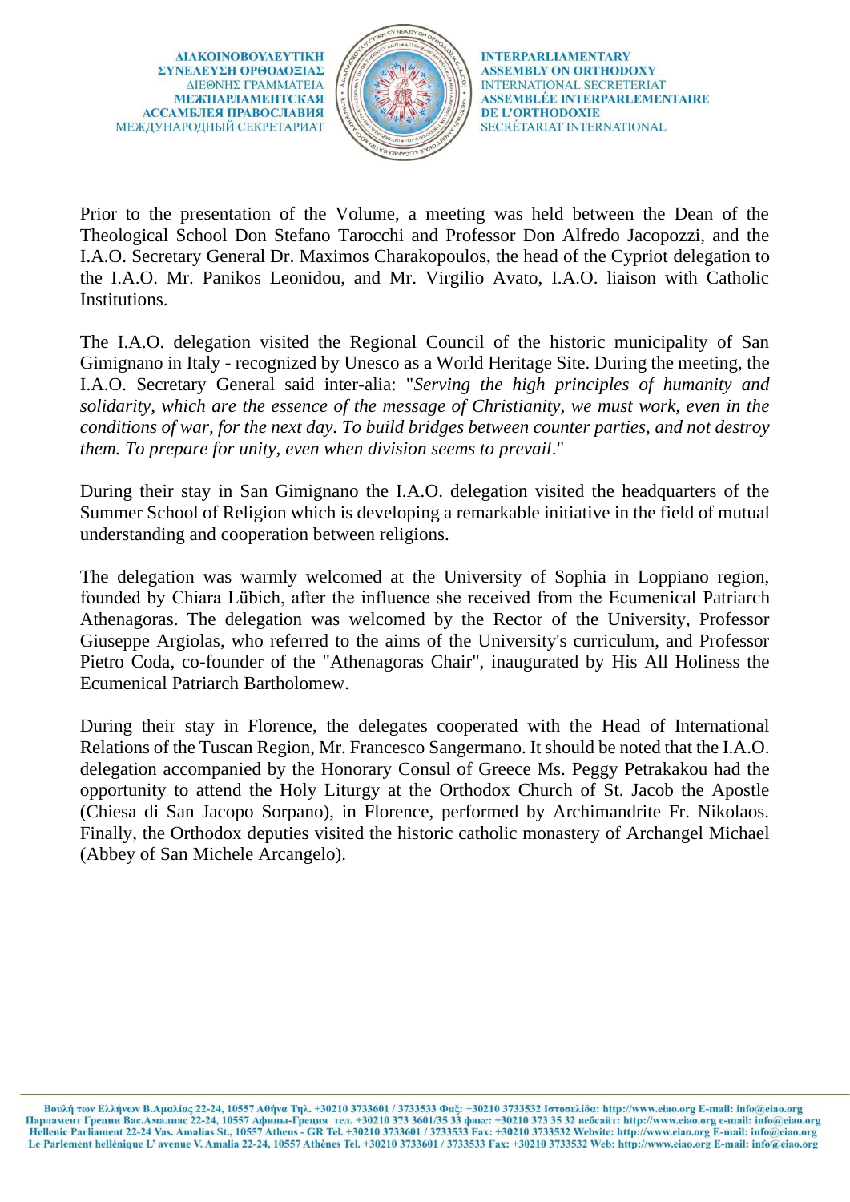Prior to the presentation of the Volume, a meeting was held between the Dean of the Theological School Don Stefano Tarocchi and Professor Don Alfredo Jacopozzi, and the I.A.O. Secretary General Dr. Maximos Charakopoulos, the head of the Cypriot delegation to the I.A.O. Mr. Panikos Leonidou, and Mr. Virgilio Avato, I.A.O. liaison with Catholic Institutions.

The I.A.O. delegation visited the Regional Council of the historic municipality of San Gimignano in Italy - recognized by Unesco as a World Heritage Site. During the meeting, the I.A.O. Secretary General said inter-alia: "*Serving the high principles of humanity and solidarity, which are the essence of the message of Christianity, we must work, even in the conditions of war, for the next day. To build bridges between counter parties, and not destroy them. To prepare for unity, even when division seems to prevail*."

During their stay in San Gimignano the I.A.O. delegation visited the headquarters of the Summer School of Religion which is developing a remarkable initiative in the field of mutual understanding and cooperation between religions.

The delegation was warmly welcomed at the University of Sophia in Loppiano region, founded by Chiara Lübich, after the influence she received from the Ecumenical Patriarch Athenagoras. The delegation was welcomed by the Rector of the University, Professor Giuseppe Argiolas, who referred to the aims of the University's curriculum, and Professor Pietro Coda, co-founder of the "Athenagoras Chair", inaugurated by His All Holiness the Ecumenical Patriarch Bartholomew.

During their stay in Florence, the delegates cooperated with the Head of International Relations of the Tuscan Region, Mr. Francesco Sangermano. It should be noted that the I.A.O. delegation accompanied by the Honorary Consul of Greece Ms. Peggy Petrakakou had the opportunity to attend the Holy Liturgy at the Orthodox Church of St. Jacob the Apostle (Chiesa di San Jacopo Sorpano), in Florence, performed by Archimandrite Fr. Nikolaos. Finally, the Orthodox deputies visited the historic catholic monastery of Archangel Michael (Abbey of San Michele Arcangelo).